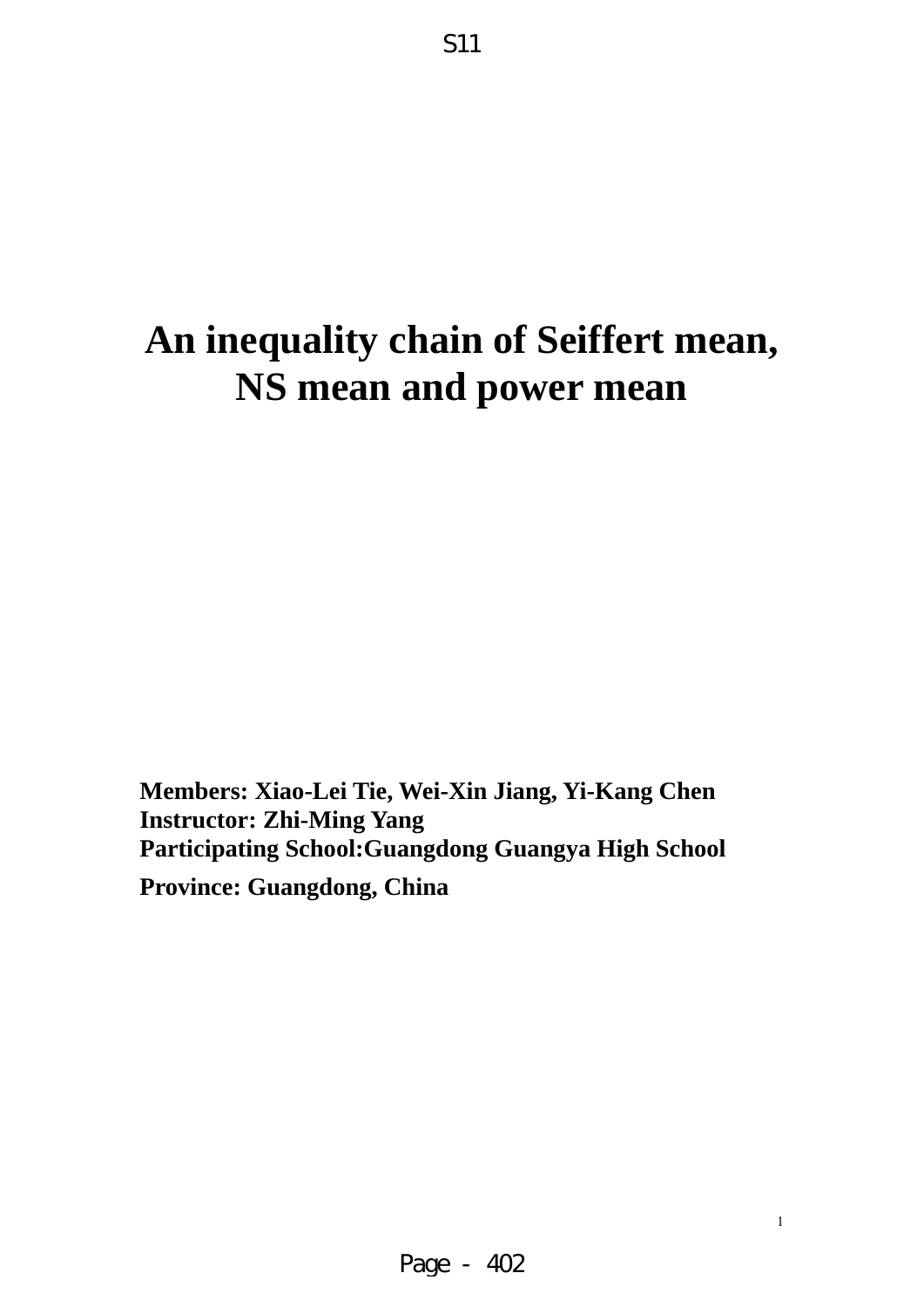# An inequality chain of Seiffert mean, NS mean and power mean

**Members: Xiao-Lei Tie, Wei-Xin Jiang, Yi-Kang Chen**
**Instructor: Zhi-Ming Yang**
**Participating School:Guangdong Guangya High School**
**Province: Guangdong, China**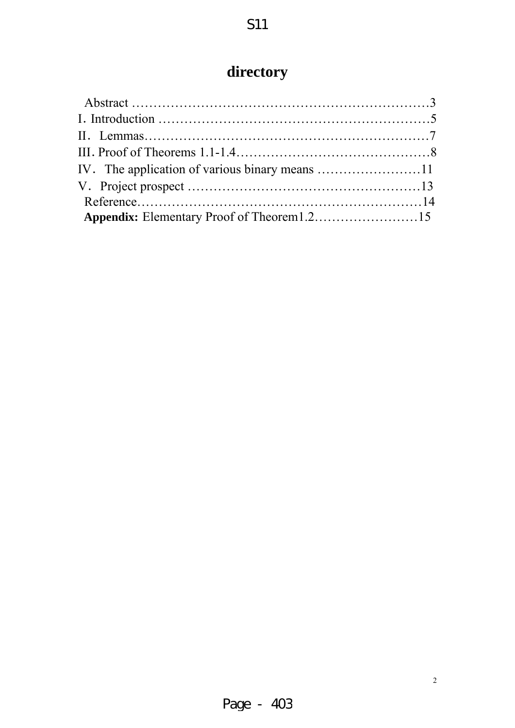# directory

Abstract ……………………………………………………………3

I. Introduction ………………………………………………………5

II. Lemmas…………………………………………………………7

III. Proof of Theorems 1.1-1.4………………………………………8

IV. The application of various binary means ……………………11

V. Project prospect ………………………………………………13

Reference…………………………………………………………14

**Appendix:** Elementary Proof of Theorem1.2……………………15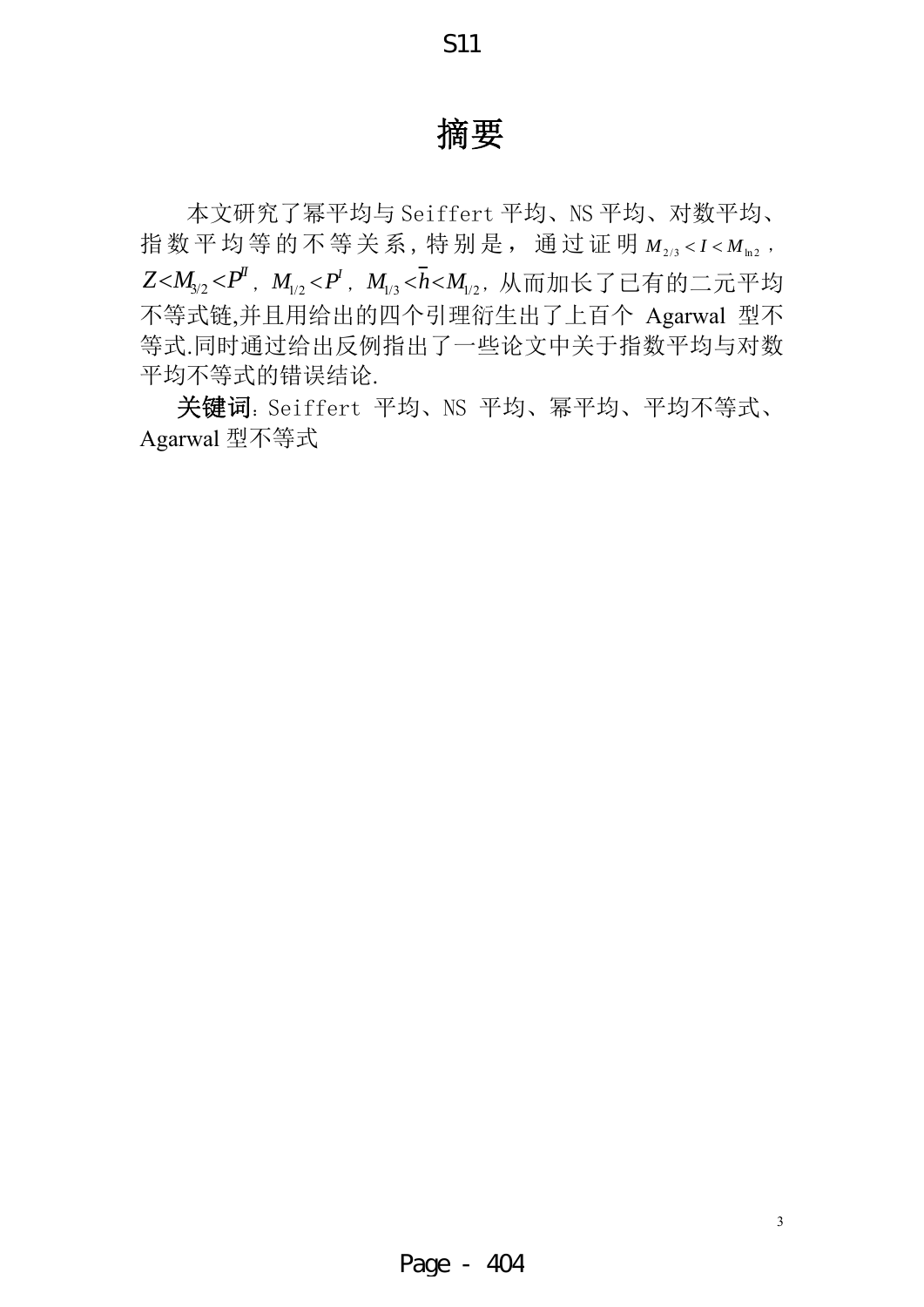# 摘要

本文研究了幂平均与 Seiffert 平均、NS 平均、对数平均、指数平均等的不等关系，特别是，通过证明 $M_{2/3} < I < M_{\ln 2}$，$Z < M_{3/2} < P^{II}$，$M_{1/2} < P^{I}$，$M_{1/3} < \bar{h} < M_{1/2}$，从而加长了已有的二元平均不等式链,并且用给出的四个引理衍生出了上百个 Agarwal 型不等式.同时通过给出反例指出了一些论文中关于指数平均与对数平均不等式的错误结论.

**关键词**：Seiffert 平均、NS 平均、幂平均、平均不等式、Agarwal 型不等式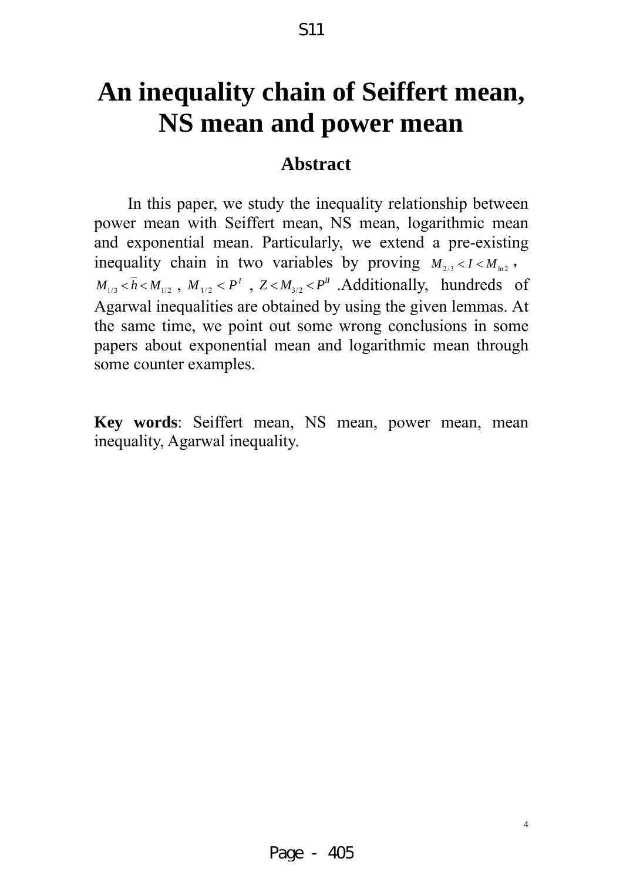# An inequality chain of Seiffert mean, NS mean and power mean

## Abstract

In this paper, we study the inequality relationship between power mean with Seiffert mean, NS mean, logarithmic mean and exponential mean. Particularly, we extend a pre-existing inequality chain in two variables by proving $M_{2/3} < I < M_{\ln 2}$, $M_{1/3} < \overline{h} < M_{1/2}$, $M_{1/2} < P^{I}$, $Z < M_{3/2} < P^{II}$. Additionally, hundreds of Agarwal inequalities are obtained by using the given lemmas. At the same time, we point out some wrong conclusions in some papers about exponential mean and logarithmic mean through some counter examples.

**Key words**: Seiffert mean, NS mean, power mean, mean inequality, Agarwal inequality.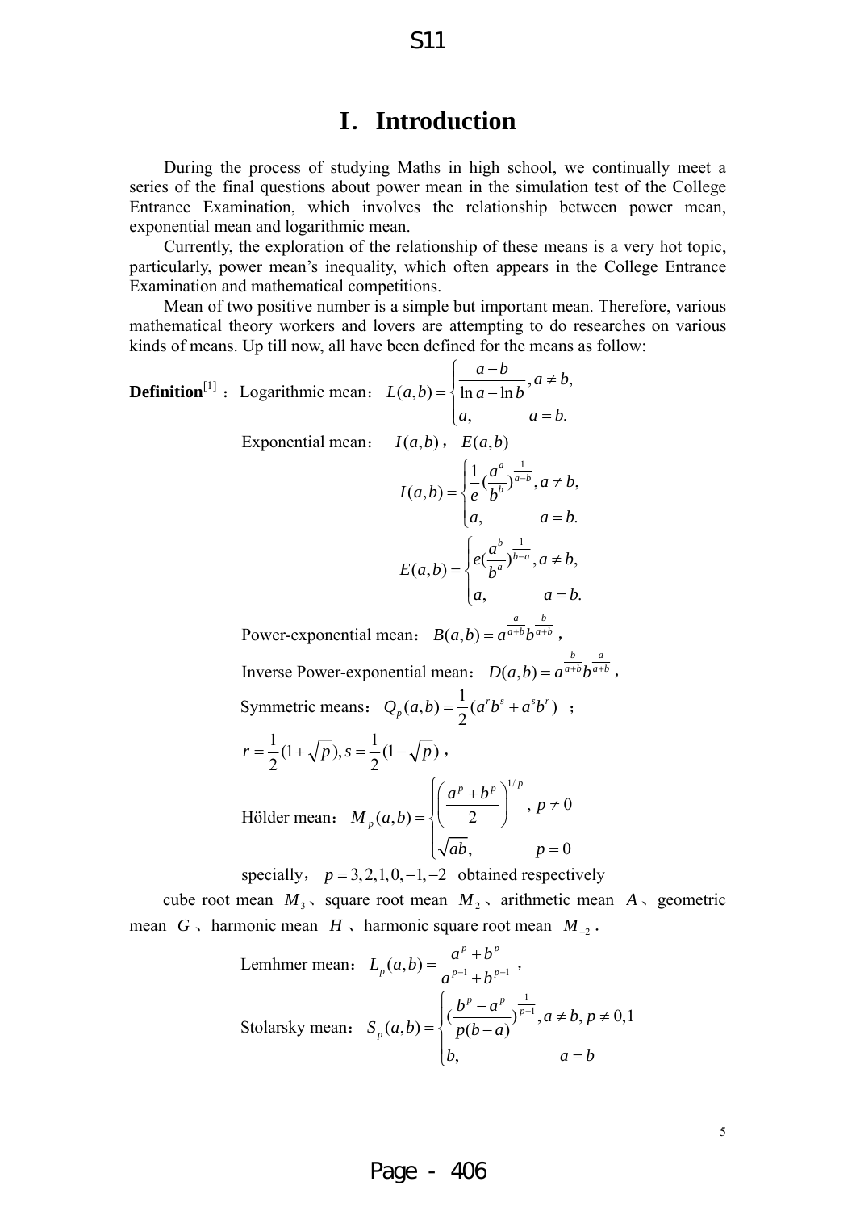# I. Introduction

During the process of studying Maths in high school, we continually meet a series of the final questions about power mean in the simulation test of the College Entrance Examination, which involves the relationship between power mean, exponential mean and logarithmic mean.

Currently, the exploration of the relationship of these means is a very hot topic, particularly, power mean's inequality, which often appears in the College Entrance Examination and mathematical competitions.

Mean of two positive number is a simple but important mean. Therefore, various mathematical theory workers and lovers are attempting to do researches on various kinds of means. Up till now, all have been defined for the means as follow:

**Definition**[1]: Logarithmic mean: $L(a,b)=\begin{cases}\dfrac{a-b}{\ln a-\ln b}, a\neq b,\\ a, \quad a=b.\end{cases}$

Exponential mean: $I(a,b)$, $E(a,b)$

$$I(a,b)=\begin{cases}\dfrac{1}{e}(\dfrac{a^a}{b^b})^{\frac{1}{a-b}}, a\neq b,\\ a, \quad a=b.\end{cases}$$

$$E(a,b)=\begin{cases}e(\dfrac{a^b}{b^a})^{\frac{1}{b-a}}, a\neq b,\\ a, \quad a=b.\end{cases}$$

Power-exponential mean: $B(a,b)=a^{\frac{a}{a+b}}b^{\frac{b}{a+b}}$,

Inverse Power-exponential mean: $D(a,b)=a^{\frac{b}{a+b}}b^{\frac{a}{a+b}}$,

Symmetric means: $Q_p(a,b)=\dfrac{1}{2}(a^rb^s+a^sb^r)$;

$r=\dfrac{1}{2}(1+\sqrt{p}), s=\dfrac{1}{2}(1-\sqrt{p})$,

Hölder mean: $M_p(a,b)=\begin{cases}\left(\dfrac{a^p+b^p}{2}\right)^{1/p}, p\neq 0\\ \sqrt{ab}, \quad p=0\end{cases}$

specially, $p=3,2,1,0,-1,-2$ obtained respectively

cube root mean $M_3$, square root mean $M_2$, arithmetic mean $A$, geometric mean $G$, harmonic mean $H$, harmonic square root mean $M_{-2}$.

Lemhmer mean: $L_p(a,b)=\dfrac{a^p+b^p}{a^{p-1}+b^{p-1}}$,

Stolarsky mean: $S_p(a,b)=\begin{cases}(\dfrac{b^p-a^p}{p(b-a)})^{\frac{1}{p-1}}, a\neq b, p\neq 0,1\\ b, \quad a=b\end{cases}$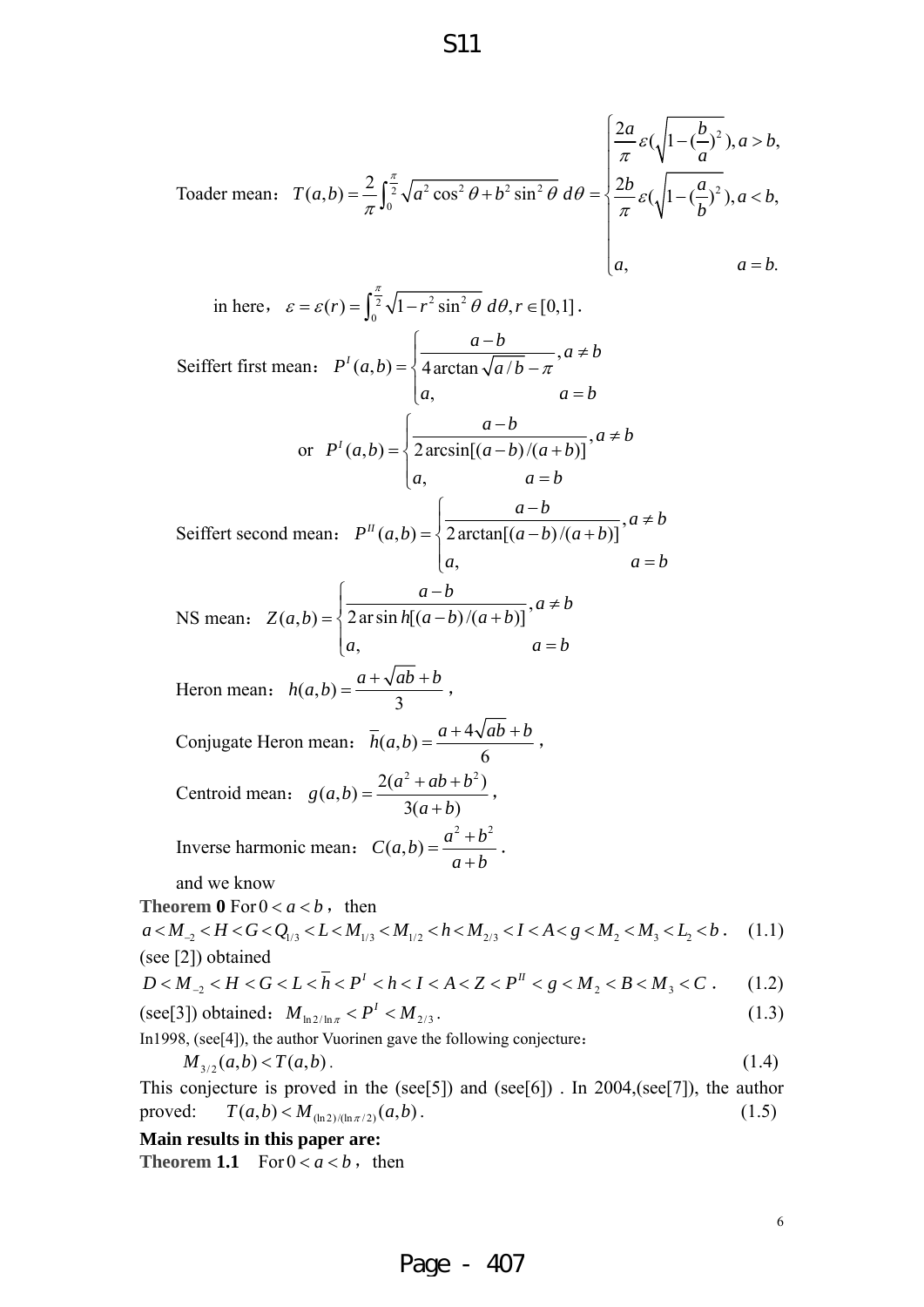Toader mean: $T(a,b)=\frac{2}{\pi}\int_0^{\frac{\pi}{2}}\sqrt{a^2\cos^2\theta+b^2\sin^2\theta}\;d\theta=\begin{cases}\frac{2a}{\pi}\varepsilon(\sqrt{1-(\frac{b}{a})^2}), a>b,\\ \frac{2b}{\pi}\varepsilon(\sqrt{1-(\frac{a}{b})^2}), a<b,\\ a, \quad a=b.\end{cases}$

in here, $\varepsilon=\varepsilon(r)=\int_0^{\frac{\pi}{2}}\sqrt{1-r^2\sin^2\theta}\;d\theta, r\in[0,1]$.

Seiffert first mean: $P^I(a,b)=\begin{cases}\frac{a-b}{4\arctan\sqrt{a/b}-\pi}, a\neq b\\ a, \quad a=b\end{cases}$

or $P^I(a,b)=\begin{cases}\frac{a-b}{2\arcsin[(a-b)/(a+b)]}, a\neq b\\ a, \quad a=b\end{cases}$

Seiffert second mean: $P^{II}(a,b)=\begin{cases}\frac{a-b}{2\arctan[(a-b)/(a+b)]}, a\neq b\\ a, \quad a=b\end{cases}$

NS mean: $Z(a,b)=\begin{cases}\frac{a-b}{2\,\mathrm{ar}\sinh[(a-b)/(a+b)]}, a\neq b\\ a, \quad a=b\end{cases}$

Heron mean: $h(a,b)=\frac{a+\sqrt{ab}+b}{3}$,

Conjugate Heron mean: $\overline{h}(a,b)=\frac{a+4\sqrt{ab}+b}{6}$,

Centroid mean: $g(a,b)=\frac{2(a^2+ab+b^2)}{3(a+b)}$,

Inverse harmonic mean: $C(a,b)=\frac{a^2+b^2}{a+b}$.

and we know

**Theorem 0** For $0<a<b$, then

$$a<M_{-2}<H<G<Q_{1/3}<L<M_{1/3}<M_{1/2}<h<M_{2/3}<I<A<g<M_2<M_3<L_2<b. \quad (1.1)$$

(see [2]) obtained

$$D<M_{-2}<H<G<L<\overline{h}<P^I<h<I<A<Z<P^{II}<g<M_2<B<M_3<C. \quad (1.2)$$

(see[3]) obtained: $M_{\ln 2/\ln\pi}<P^I<M_{2/3}$. (1.3)

In1998, (see[4]), the author Vuorinen gave the following conjecture:

$$M_{3/2}(a,b)<T(a,b). \quad (1.4)$$

This conjecture is proved in the (see[5]) and (see[6]) . In 2004,(see[7]), the author proved: $T(a,b)<M_{(\ln 2)/(\ln\pi/2)}(a,b)$. (1.5)

**Main results in this paper are:**

**Theorem 1.1** For $0<a<b$, then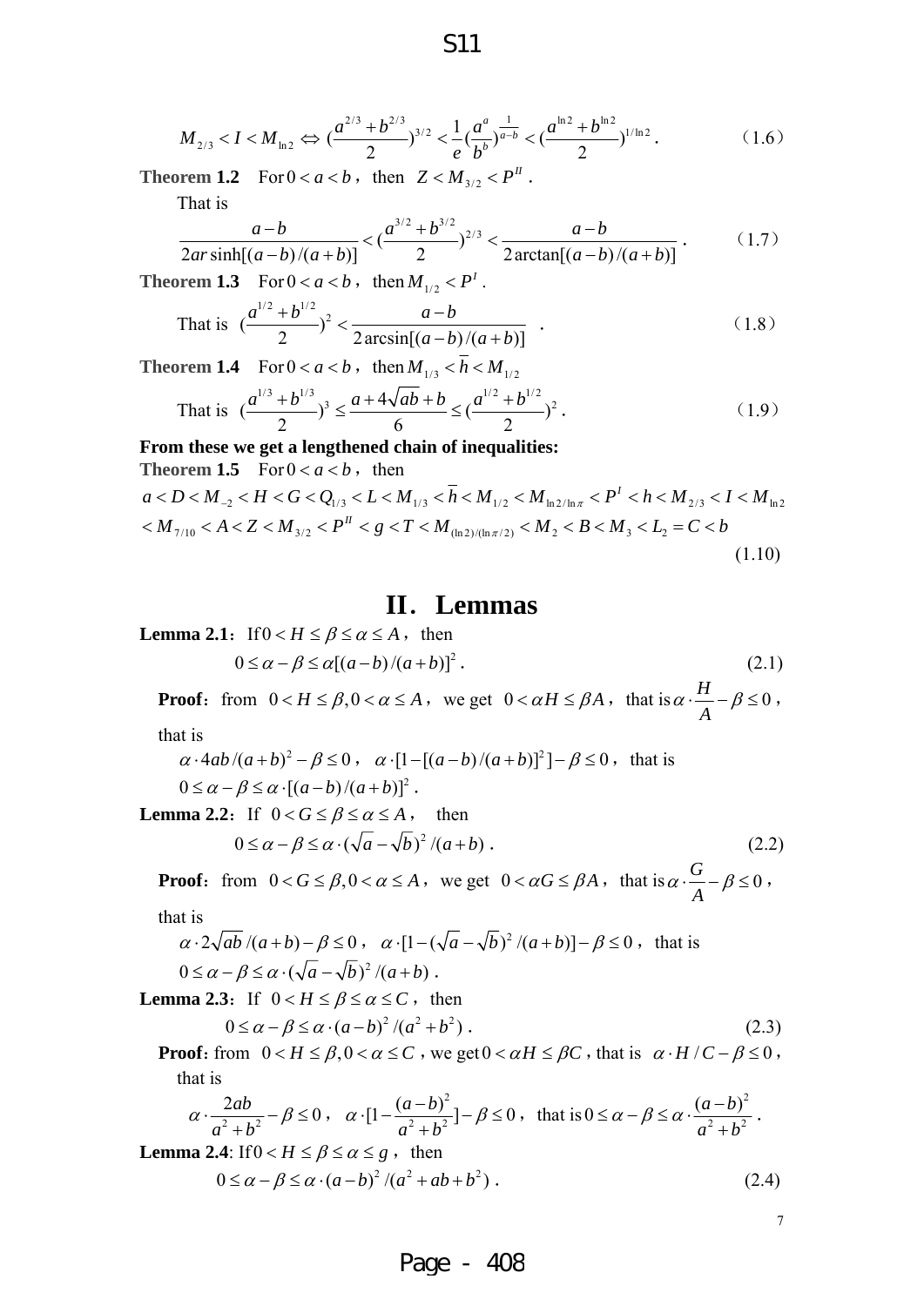$$M_{2/3} < I < M_{\ln 2} \Leftrightarrow (\frac{a^{2/3}+b^{2/3}}{2})^{3/2} < \frac{1}{e}(\frac{a^a}{b^b})^{\frac{1}{a-b}} < (\frac{a^{\ln 2}+b^{\ln 2}}{2})^{1/\ln 2}. \tag{1.6}$$

**Theorem 1.2** For $0 < a < b$, then $Z < M_{3/2} < P^{II}$.

That is

$$\frac{a-b}{2ar\sinh[(a-b)/(a+b)]} < (\frac{a^{3/2}+b^{3/2}}{2})^{2/3} < \frac{a-b}{2\arctan[(a-b)/(a+b)]}. \tag{1.7}$$

**Theorem 1.3** For $0 < a < b$, then $M_{1/2} < P^{I}$.

That is $(\frac{a^{1/2}+b^{1/2}}{2})^2 < \frac{a-b}{2\arcsin[(a-b)/(a+b)]}$. (1.8)

**Theorem 1.4** For $0 < a < b$, then $M_{1/3} < \overline{h} < M_{1/2}$

That is $(\frac{a^{1/3}+b^{1/3}}{2})^3 \le \frac{a+4\sqrt{ab}+b}{6} \le (\frac{a^{1/2}+b^{1/2}}{2})^2$. (1.9)

**From these we get a lengthened chain of inequalities:**

**Theorem 1.5** For $0 < a < b$, then

$$a < D < M_{-2} < H < G < Q_{1/3} < L < M_{1/3} < \overline{h} < M_{1/2} < M_{\ln 2/\ln \pi} < P^{I} < h < M_{2/3} < I < M_{\ln 2}$$
$$< M_{7/10} < A < Z < M_{3/2} < P^{II} < g < T < M_{(\ln 2)/(\ln \pi/2)} < M_2 < B < M_3 < L_2 = C < b \tag{1.10}$$

## II. Lemmas

**Lemma 2.1**: If $0 < H \le \beta \le \alpha \le A$, then

$$0 \le \alpha - \beta \le \alpha[(a-b)/(a+b)]^2. \tag{2.1}$$

**Proof**: from $0 < H \le \beta, 0 < \alpha \le A$, we get $0 < \alpha H \le \beta A$, that is $\alpha \cdot \frac{H}{A} - \beta \le 0$, that is

$\alpha \cdot 4ab/(a+b)^2 - \beta \le 0$, $\alpha \cdot [1-[(a-b)/(a+b)]^2] - \beta \le 0$, that is

$0 \le \alpha - \beta \le \alpha \cdot [(a-b)/(a+b)]^2$.

**Lemma 2.2**: If $0 < G \le \beta \le \alpha \le A$, then

$$0 \le \alpha - \beta \le \alpha \cdot (\sqrt{a}-\sqrt{b})^2/(a+b). \tag{2.2}$$

**Proof**: from $0 < G \le \beta, 0 < \alpha \le A$, we get $0 < \alpha G \le \beta A$, that is $\alpha \cdot \frac{G}{A} - \beta \le 0$, that is

$\alpha \cdot 2\sqrt{ab}/(a+b) - \beta \le 0$, $\alpha \cdot [1-(\sqrt{a}-\sqrt{b})^2/(a+b)] - \beta \le 0$, that is

$0 \le \alpha - \beta \le \alpha \cdot (\sqrt{a}-\sqrt{b})^2/(a+b)$.

**Lemma 2.3**: If $0 < H \le \beta \le \alpha \le C$, then

$$0 \le \alpha - \beta \le \alpha \cdot (a-b)^2/(a^2+b^2). \tag{2.3}$$

**Proof**: from $0 < H \le \beta, 0 < \alpha \le C$, we get $0 < \alpha H \le \beta C$, that is $\alpha \cdot H/C - \beta \le 0$, that is

$\alpha \cdot \frac{2ab}{a^2+b^2} - \beta \le 0$, $\alpha \cdot [1-\frac{(a-b)^2}{a^2+b^2}] - \beta \le 0$, that is $0 \le \alpha - \beta \le \alpha \cdot \frac{(a-b)^2}{a^2+b^2}$.

**Lemma 2.4**: If $0 < H \le \beta \le \alpha \le g$, then

$$0 \le \alpha - \beta \le \alpha \cdot (a-b)^2/(a^2+ab+b^2). \tag{2.4}$$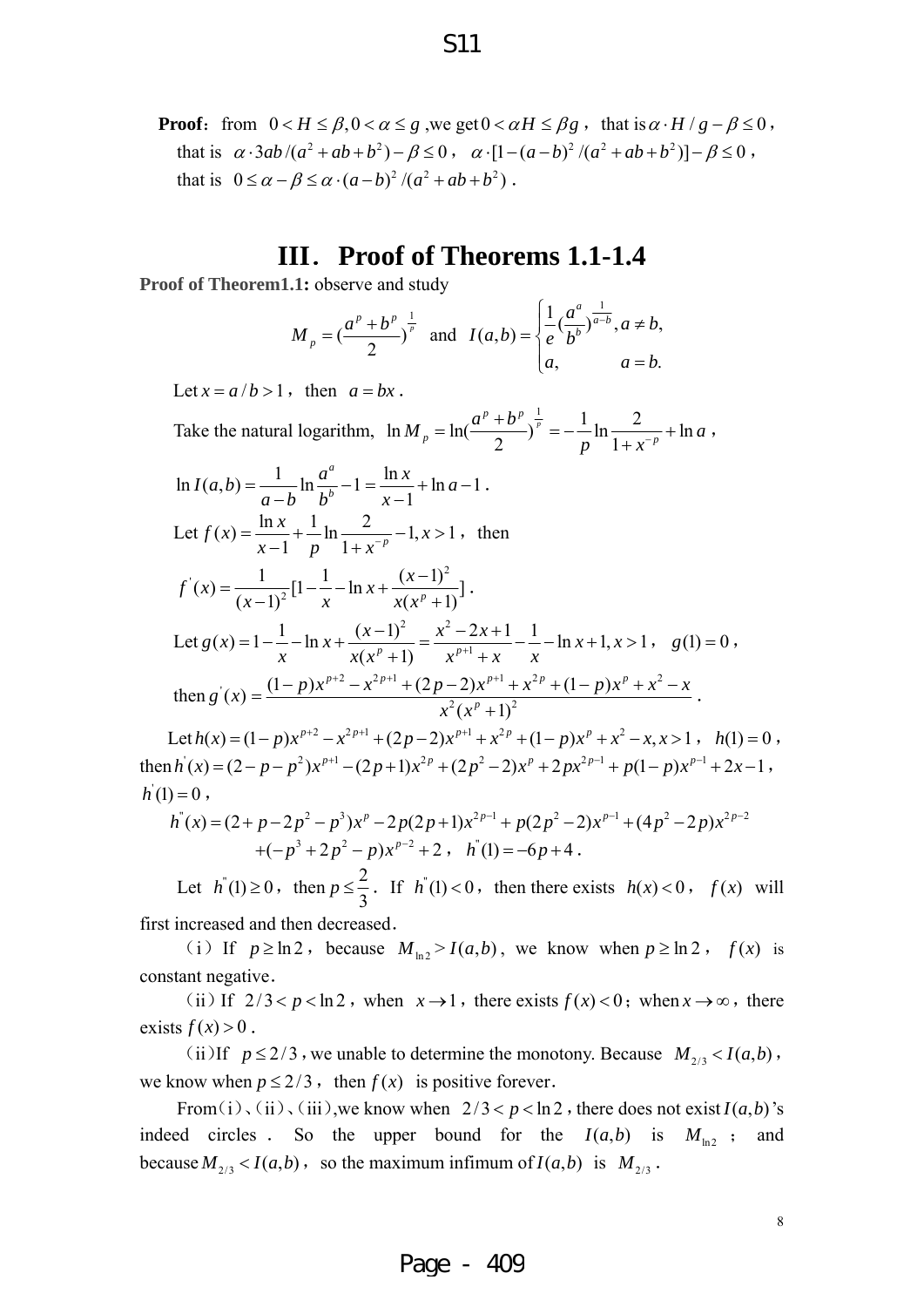**Proof**: from $0 < H \le \beta, 0 < \alpha \le g$ ,we get $0 < \alpha H \le \beta g$ , that is $\alpha \cdot H / g - \beta \le 0$ , that is $\alpha \cdot 3ab/(a^2+ab+b^2) - \beta \le 0$ , $\alpha \cdot [1-(a-b)^2/(a^2+ab+b^2)] - \beta \le 0$ , that is $0 \le \alpha - \beta \le \alpha \cdot (a-b)^2/(a^2+ab+b^2)$ .

# III. Proof of Theorems 1.1-1.4

**Proof of Theorem1.1:** observe and study

$$M_p = \left(\frac{a^p+b^p}{2}\right)^{\frac{1}{p}} \text{ and } I(a,b) = \begin{cases} \frac{1}{e}\left(\frac{a^a}{b^b}\right)^{\frac{1}{a-b}}, a \ne b, \\ a, \qquad a = b. \end{cases}$$

Let $x = a/b > 1$ , then $a = bx$ .

Take the natural logarithm, $\ln M_p = \ln\left(\frac{a^p+b^p}{2}\right)^{\frac{1}{p}} = -\frac{1}{p}\ln\frac{2}{1+x^{-p}} + \ln a$ ,

$\ln I(a,b) = \frac{1}{a-b}\ln\frac{a^a}{b^b} - 1 = \frac{\ln x}{x-1} + \ln a - 1$ .

Let $f(x) = \frac{\ln x}{x-1} + \frac{1}{p}\ln\frac{2}{1+x^{-p}} - 1, x > 1$ , then

$f'(x) = \frac{1}{(x-1)^2}\left[1 - \frac{1}{x} - \ln x + \frac{(x-1)^2}{x(x^p+1)}\right]$ .

Let $g(x) = 1 - \frac{1}{x} - \ln x + \frac{(x-1)^2}{x(x^p+1)} = \frac{x^2-2x+1}{x^{p+1}+x} - \frac{1}{x} - \ln x + 1, x > 1$ , $g(1) = 0$ ,

then $g'(x) = \frac{(1-p)x^{p+2} - x^{2p+1} + (2p-2)x^{p+1} + x^{2p} + (1-p)x^p + x^2 - x}{x^2(x^p+1)^2}$ .

Let $h(x) = (1-p)x^{p+2} - x^{2p+1} + (2p-2)x^{p+1} + x^{2p} + (1-p)x^p + x^2 - x, x > 1$ , $h(1) = 0$ , then $h'(x) = (2-p-p^2)x^{p+1} - (2p+1)x^{2p} + (2p^2-2)x^p + 2px^{2p-1} + p(1-p)x^{p-1} + 2x - 1$ , $h'(1) = 0$ ,

$$h''(x) = (2+p-2p^2-p^3)x^p - 2p(2p+1)x^{2p-1} + p(2p^2-2)x^{p-1} + (4p^2-2p)x^{2p-2} + (-p^3+2p^2-p)x^{p-2} + 2, \quad h''(1) = -6p + 4.$$

Let $h''(1) \ge 0$ , then $p \le \frac{2}{3}$ . If $h''(1) < 0$ , then there exists $h(x) < 0$ , $f(x)$ will first increased and then decreased.

(i) If $p \ge \ln 2$ , because $M_{\ln 2} > I(a,b)$ , we know when $p \ge \ln 2$ , $f(x)$ is constant negative.

(ii) If $2/3 < p < \ln 2$ , when $x \to 1$ , there exists $f(x) < 0$ ; when $x \to \infty$ , there exists $f(x) > 0$ .

(ii)If $p \le 2/3$ , we unable to determine the monotony. Because $M_{2/3} < I(a,b)$ , we know when $p \le 2/3$ , then $f(x)$ is positive forever.

From(i)、(ii)、(iii),we know when $2/3 < p < \ln 2$ , there does not exist $I(a,b)$'s indeed circles . So the upper bound for the $I(a,b)$ is $M_{\ln 2}$ ; and because $M_{2/3} < I(a,b)$ , so the maximum infimum of $I(a,b)$ is $M_{2/3}$ .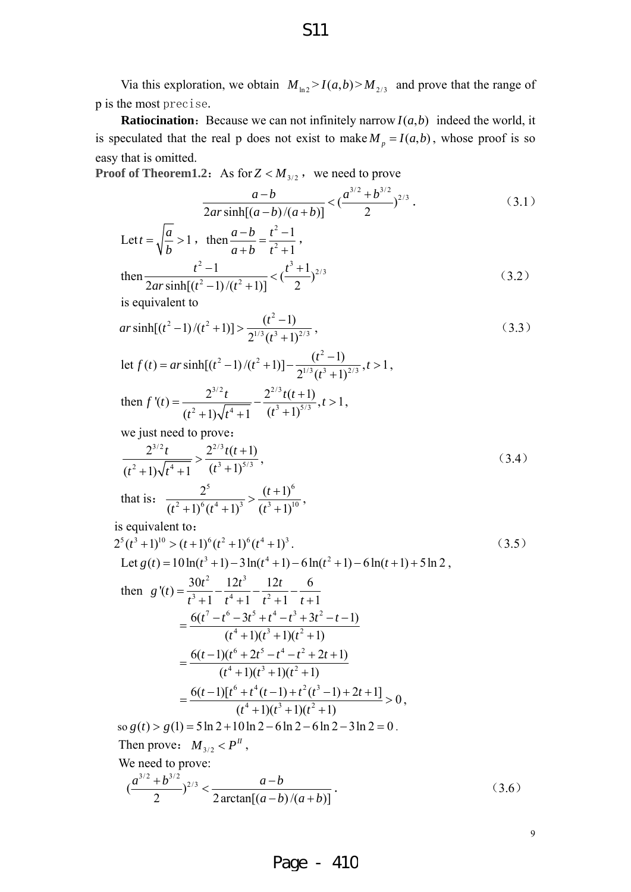Via this exploration, we obtain $M_{\ln 2} > I(a,b) > M_{2/3}$ and prove that the range of p is the most precise.

**Ratiocination**: Because we can not infinitely narrow $I(a,b)$ indeed the world, it is speculated that the real p does not exist to make $M_p = I(a,b)$, whose proof is so easy that is omitted.

**Proof of Theorem1.2**: As for $Z < M_{3/2}$, we need to prove

$$\frac{a-b}{2ar\sinh[(a-b)/(a+b)]} < \left(\frac{a^{3/2}+b^{3/2}}{2}\right)^{2/3}. \tag{3.1}$$

Let $t = \sqrt{\frac{a}{b}} > 1$, then $\frac{a-b}{a+b} = \frac{t^2-1}{t^2+1}$,

then $$\frac{t^2-1}{2ar\sinh[(t^2-1)/(t^2+1)]} < \left(\frac{t^3+1}{2}\right)^{2/3} \tag{3.2}$$

is equivalent to

$$ar\sinh[(t^2-1)/(t^2+1)] > \frac{(t^2-1)}{2^{1/3}(t^3+1)^{2/3}}, \tag{3.3}$$

let $f(t) = ar\sinh[(t^2-1)/(t^2+1)] - \frac{(t^2-1)}{2^{1/3}(t^3+1)^{2/3}}, t > 1$,

then $f'(t) = \frac{2^{3/2}t}{(t^2+1)\sqrt{t^4+1}} - \frac{2^{2/3}t(t+1)}{(t^3+1)^{5/3}}, t > 1$,

we just need to prove:

$$\frac{2^{3/2}t}{(t^2+1)\sqrt{t^4+1}} > \frac{2^{2/3}t(t+1)}{(t^3+1)^{5/3}}, \tag{3.4}$$

that is: $\frac{2^5}{(t^2+1)^6(t^4+1)^3} > \frac{(t+1)^6}{(t^3+1)^{10}}$,

is equivalent to:

$$2^5(t^3+1)^{10} > (t+1)^6(t^2+1)^6(t^4+1)^3. \tag{3.5}$$

Let $g(t) = 10\ln(t^3+1) - 3\ln(t^4+1) - 6\ln(t^2+1) - 6\ln(t+1) + 5\ln 2$,

then
$$\begin{aligned} g'(t) &= \frac{30t^2}{t^3+1} - \frac{12t^3}{t^4+1} - \frac{12t}{t^2+1} - \frac{6}{t+1} \\ &= \frac{6(t^7 - t^6 - 3t^5 + t^4 - t^3 + 3t^2 - t - 1)}{(t^4+1)(t^3+1)(t^2+1)} \\ &= \frac{6(t-1)(t^6 + 2t^5 - t^4 - t^2 + 2t + 1)}{(t^4+1)(t^3+1)(t^2+1)} \\ &= \frac{6(t-1)[t^6 + t^4(t-1) + t^2(t^3-1) + 2t + 1]}{(t^4+1)(t^3+1)(t^2+1)} > 0, \end{aligned}$$

so $g(t) > g(1) = 5\ln 2 + 10\ln 2 - 6\ln 2 - 6\ln 2 - 3\ln 2 = 0$.

Then prove: $M_{3/2} < P^{II}$,

We need to prove:

$$\left(\frac{a^{3/2}+b^{3/2}}{2}\right)^{2/3} < \frac{a-b}{2\arctan[(a-b)/(a+b)]}. \tag{3.6}$$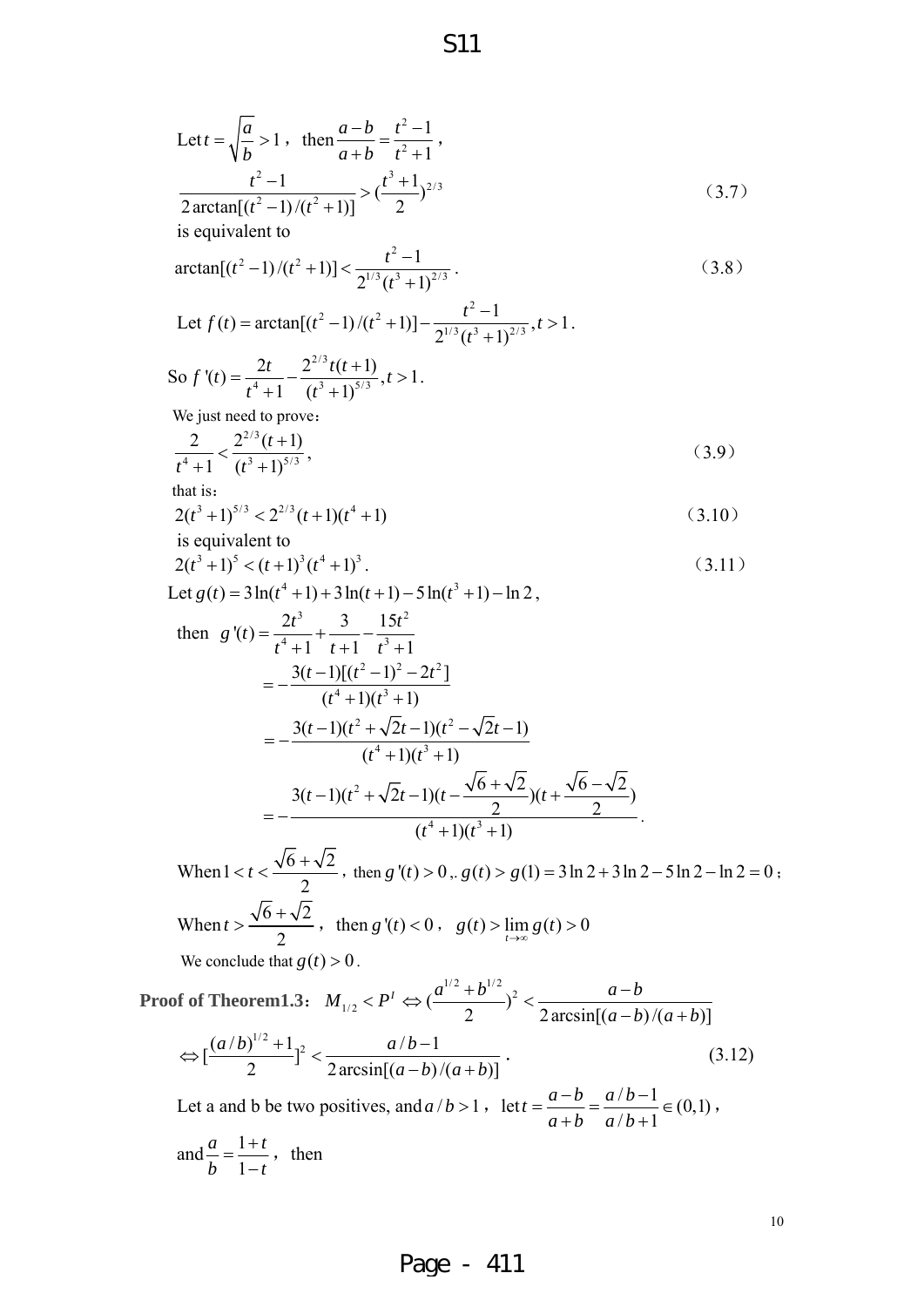Let $t = \sqrt{\dfrac{a}{b}} > 1$, then $\dfrac{a-b}{a+b} = \dfrac{t^2-1}{t^2+1}$,

$$\frac{t^2-1}{2\arctan[(t^2-1)/(t^2+1)]} > \left(\frac{t^3+1}{2}\right)^{2/3} \tag{3.7}$$

is equivalent to

$$\arctan[(t^2-1)/(t^2+1)] < \frac{t^2-1}{2^{1/3}(t^3+1)^{2/3}}. \tag{3.8}$$

Let $f(t) = \arctan[(t^2-1)/(t^2+1)] - \dfrac{t^2-1}{2^{1/3}(t^3+1)^{2/3}}, t > 1$.

So $f'(t) = \dfrac{2t}{t^4+1} - \dfrac{2^{2/3}t(t+1)}{(t^3+1)^{5/3}}, t > 1$.

We just need to prove:

$$\frac{2}{t^4+1} < \frac{2^{2/3}(t+1)}{(t^3+1)^{5/3}}, \tag{3.9}$$

that is:

$$2(t^3+1)^{5/3} < 2^{2/3}(t+1)(t^4+1) \tag{3.10}$$

is equivalent to

$$2(t^3+1)^5 < (t+1)^3(t^4+1)^3. \tag{3.11}$$

Let $g(t) = 3\ln(t^4+1) + 3\ln(t+1) - 5\ln(t^3+1) - \ln 2$,

then
$$\begin{aligned}
g'(t) &= \frac{2t^3}{t^4+1} + \frac{3}{t+1} - \frac{15t^2}{t^3+1} \\
&= -\frac{3(t-1)[(t^2-1)^2 - 2t^2]}{(t^4+1)(t^3+1)} \\
&= -\frac{3(t-1)(t^2+\sqrt{2}t-1)(t^2-\sqrt{2}t-1)}{(t^4+1)(t^3+1)} \\
&= -\frac{3(t-1)(t^2+\sqrt{2}t-1)\left(t-\frac{\sqrt{6}+\sqrt{2}}{2}\right)\left(t+\frac{\sqrt{6}-\sqrt{2}}{2}\right)}{(t^4+1)(t^3+1)}.
\end{aligned}$$

When $1 < t < \dfrac{\sqrt{6}+\sqrt{2}}{2}$, then $g'(t) > 0$ ,. $g(t) > g(1) = 3\ln 2 + 3\ln 2 - 5\ln 2 - \ln 2 = 0$;

When $t > \dfrac{\sqrt{6}+\sqrt{2}}{2}$, then $g'(t) < 0$, $g(t) > \lim\limits_{t\to\infty} g(t) > 0$

We conclude that $g(t) > 0$.

**Proof of Theorem1.3:** $M_{1/2} < P^I \Leftrightarrow \left(\dfrac{a^{1/2}+b^{1/2}}{2}\right)^2 < \dfrac{a-b}{2\arcsin[(a-b)/(a+b)]}$

$$\Leftrightarrow \left[\frac{(a/b)^{1/2}+1}{2}\right]^2 < \frac{a/b-1}{2\arcsin[(a-b)/(a+b)]}. \tag{3.12}$$

Let a and b be two positives, and $a/b > 1$, let $t = \dfrac{a-b}{a+b} = \dfrac{a/b-1}{a/b+1} \in (0,1)$,

and $\dfrac{a}{b} = \dfrac{1+t}{1-t}$, then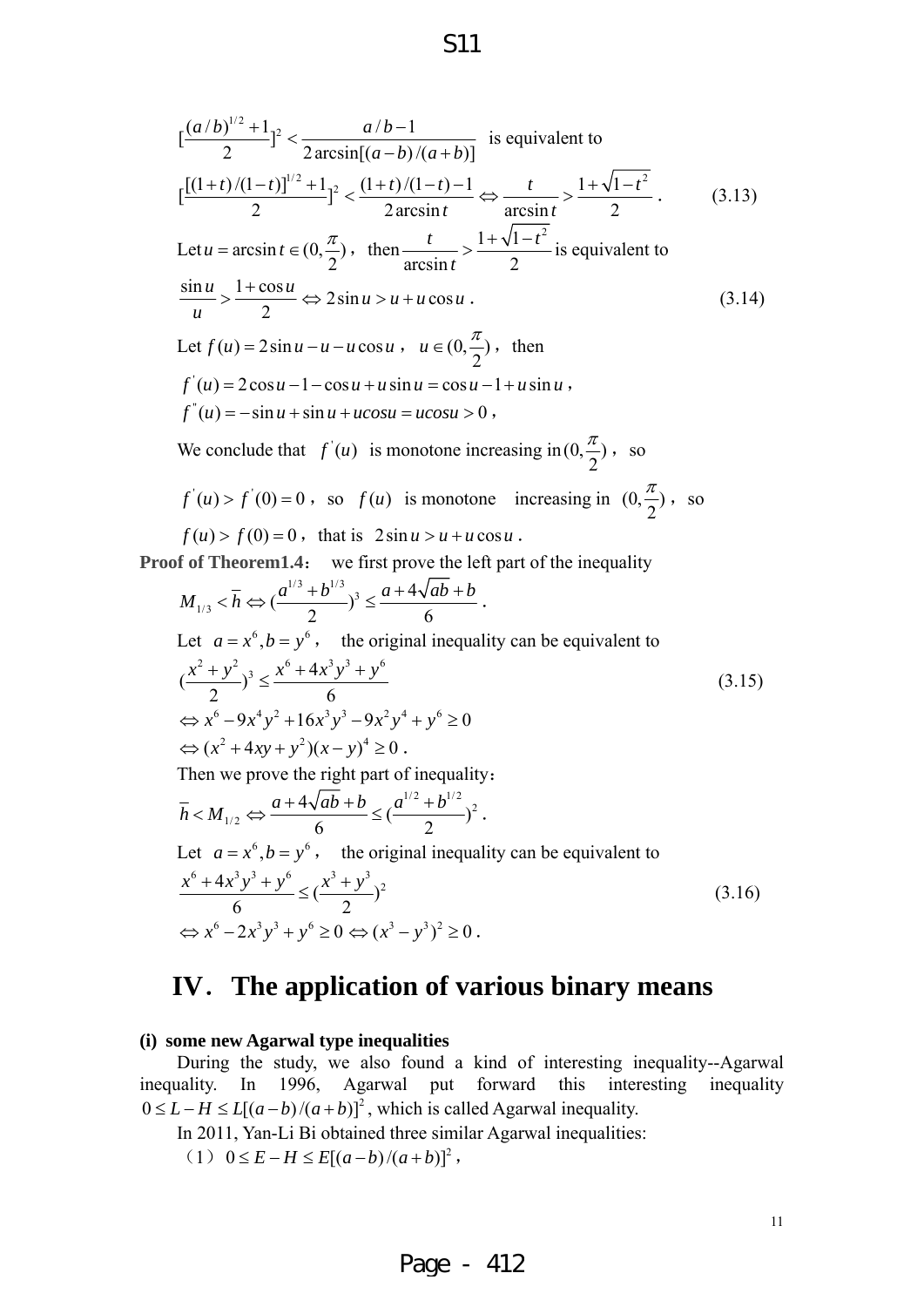$$[\frac{(a/b)^{1/2}+1}{2}]^2 < \frac{a/b-1}{2\arcsin[(a-b)/(a+b)]}$$ is equivalent to

$$[\frac{[(1+t)/(1-t)]^{1/2}+1}{2}]^2 < \frac{(1+t)/(1-t)-1}{2\arcsin t} \Leftrightarrow \frac{t}{\arcsin t} > \frac{1+\sqrt{1-t^2}}{2}. \qquad (3.13)$$

Let $u = \arcsin t \in (0, \frac{\pi}{2})$, then $\frac{t}{\arcsin t} > \frac{1+\sqrt{1-t^2}}{2}$ is equivalent to

$$\frac{\sin u}{u} > \frac{1+\cos u}{2} \Leftrightarrow 2\sin u > u + u\cos u. \qquad (3.14)$$

Let $f(u) = 2\sin u - u - u\cos u$, $u \in (0, \frac{\pi}{2})$, then

$$f'(u) = 2\cos u - 1 - \cos u + u\sin u = \cos u - 1 + u\sin u,$$

$$f''(u) = -\sin u + \sin u + ucosu = ucosu > 0,$$

We conclude that $f'(u)$ is monotone increasing in $(0, \frac{\pi}{2})$, so

$f'(u) > f'(0) = 0$, so $f(u)$ is monotone increasing in $(0, \frac{\pi}{2})$, so

$f(u) > f(0) = 0$, that is $2\sin u > u + u\cos u$.

**Proof of Theorem1.4:** we first prove the left part of the inequality

$$M_{1/3} < \overline{h} \Leftrightarrow (\frac{a^{1/3}+b^{1/3}}{2})^3 \le \frac{a+4\sqrt{ab}+b}{6}.$$

Let $a = x^6, b = y^6$, the original inequality can be equivalent to

$$(\frac{x^2+y^2}{2})^3 \le \frac{x^6+4x^3y^3+y^6}{6} \qquad (3.15)$$

$$\Leftrightarrow x^6 - 9x^4y^2 + 16x^3y^3 - 9x^2y^4 + y^6 \ge 0$$

$$\Leftrightarrow (x^2+4xy+y^2)(x-y)^4 \ge 0.$$

Then we prove the right part of inequality:

$$\overline{h} < M_{1/2} \Leftrightarrow \frac{a+4\sqrt{ab}+b}{6} \le (\frac{a^{1/2}+b^{1/2}}{2})^2.$$

Let $a = x^6, b = y^6$, the original inequality can be equivalent to

$$\frac{x^6+4x^3y^3+y^6}{6} \le (\frac{x^3+y^3}{2})^2 \qquad (3.16)$$

$$\Leftrightarrow x^6 - 2x^3y^3 + y^6 \ge 0 \Leftrightarrow (x^3-y^3)^2 \ge 0.$$

# IV. The application of various binary means

**(i) some new Agarwal type inequalities**

During the study, we also found a kind of interesting inequality--Agarwal inequality. In 1996, Agarwal put forward this interesting inequality $0 \le L - H \le L[(a-b)/(a+b)]^2$, which is called Agarwal inequality.

In 2011, Yan-Li Bi obtained three similar Agarwal inequalities:

(1) $0 \le E - H \le E[(a-b)/(a+b)]^2$,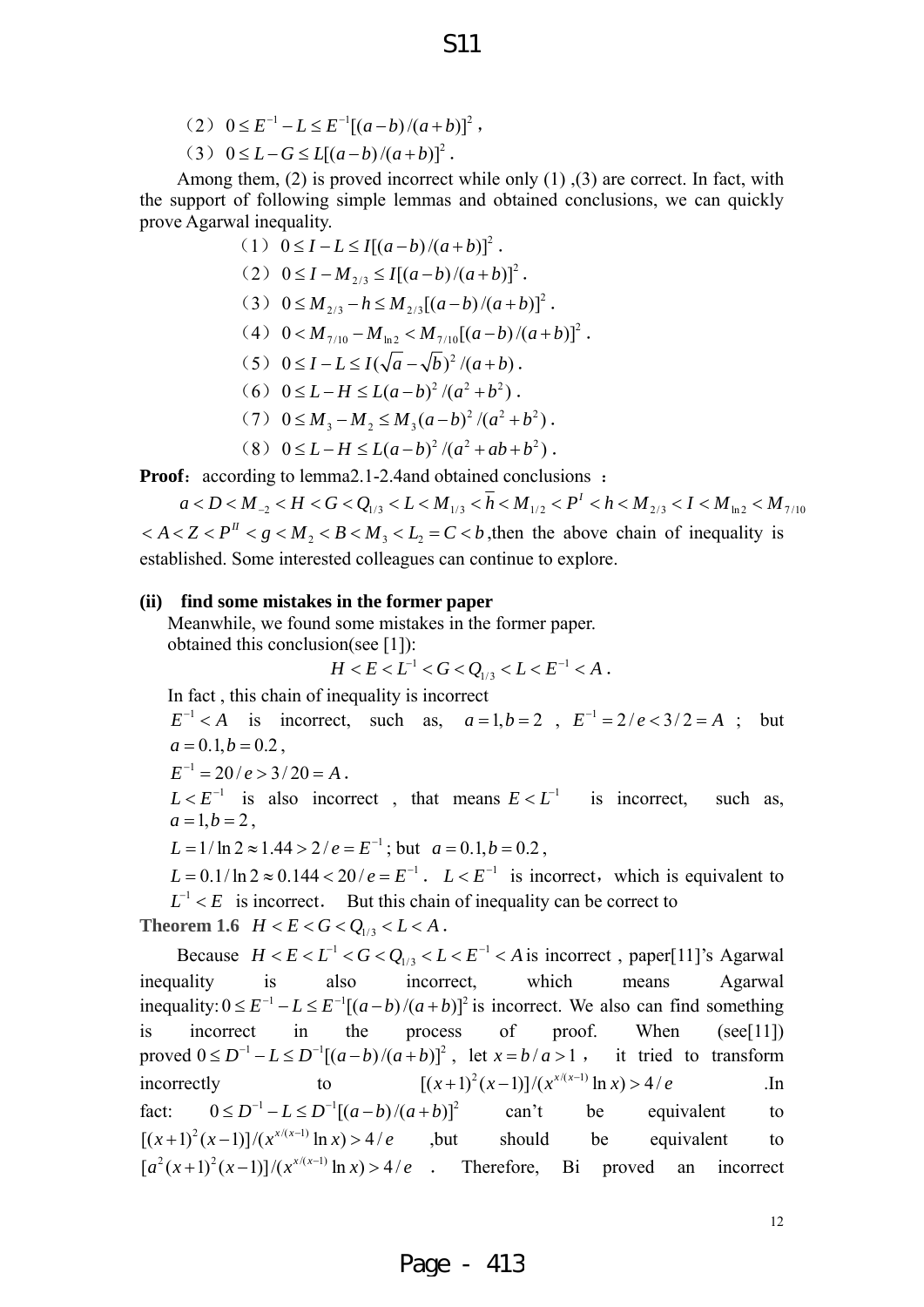（2）$0 \le E^{-1} - L \le E^{-1}[(a-b)/(a+b)]^2$，

（3）$0 \le L - G \le L[(a-b)/(a+b)]^2$.

Among them, (2) is proved incorrect while only (1) ,(3) are correct. In fact, with the support of following simple lemmas and obtained conclusions, we can quickly prove Agarwal inequality.

（1）$0 \le I - L \le I[(a-b)/(a+b)]^2$.

（2）$0 \le I - M_{2/3} \le I[(a-b)/(a+b)]^2$.

（3）$0 \le M_{2/3} - h \le M_{2/3}[(a-b)/(a+b)]^2$.

（4）$0 < M_{7/10} - M_{\ln 2} < M_{7/10}[(a-b)/(a+b)]^2$.

（5）$0 \le I - L \le I(\sqrt{a} - \sqrt{b})^2/(a+b)$.

（6）$0 \le L - H \le L(a-b)^2/(a^2+b^2)$.

（7）$0 \le M_3 - M_2 \le M_3(a-b)^2/(a^2+b^2)$.

（8）$0 \le L - H \le L(a-b)^2/(a^2+ab+b^2)$.

**Proof**：according to lemma2.1-2.4and obtained conclusions ：

$a < D < M_{-2} < H < G < Q_{1/3} < L < M_{1/3} < \overline{h} < M_{1/2} < P^I < h < M_{2/3} < I < M_{\ln 2} < M_{7/10}$ $< A < Z < P^{II} < g < M_2 < B < M_3 < L_2 = C < b$ ,then the above chain of inequality is established. Some interested colleagues can continue to explore.

**(ii) find some mistakes in the former paper**

Meanwhile, we found some mistakes in the former paper.

obtained this conclusion(see [1]):

$$H < E < L^{-1} < G < Q_{1/3} < L < E^{-1} < A.$$

In fact , this chain of inequality is incorrect

$E^{-1} < A$ is incorrect, such as, $a = 1, b = 2$ , $E^{-1} = 2/e < 3/2 = A$ ; but $a = 0.1, b = 0.2$ ,

$E^{-1} = 20/e > 3/20 = A$.

$L < E^{-1}$ is also incorrect , that means $E < L^{-1}$ is incorrect, such as, $a = 1, b = 2$ ,

$L = 1/\ln 2 \approx 1.44 > 2/e = E^{-1}$ ; but $a = 0.1, b = 0.2$ ,

$L = 0.1/\ln 2 \approx 0.144 < 20/e = E^{-1}$ . $L < E^{-1}$ is incorrect，which is equivalent to $L^{-1} < E$ is incorrect. But this chain of inequality can be correct to

**Theorem 1.6** $H < E < G < Q_{1/3} < L < A$.

Because $H < E < L^{-1} < G < Q_{1/3} < L < E^{-1} < A$ is incorrect , paper[11]'s Agarwal inequality is also incorrect, which means Agarwal inequality: $0 \le E^{-1} - L \le E^{-1}[(a-b)/(a+b)]^2$ is incorrect. We also can find something is incorrect in the process of proof. When (see[11]) proved $0 \le D^{-1} - L \le D^{-1}[(a-b)/(a+b)]^2$ , let $x = b/a > 1$ , it tried to transform incorrectly to $[(x+1)^2(x-1)]/(x^{x/(x-1)} \ln x) > 4/e$ .In fact: $0 \le D^{-1} - L \le D^{-1}[(a-b)/(a+b)]^2$ can't be equivalent to $[(x+1)^2(x-1)]/(x^{x/(x-1)} \ln x) > 4/e$ ,but should be equivalent to $[a^2(x+1)^2(x-1)]/(x^{x/(x-1)} \ln x) > 4/e$ . Therefore, Bi proved an incorrect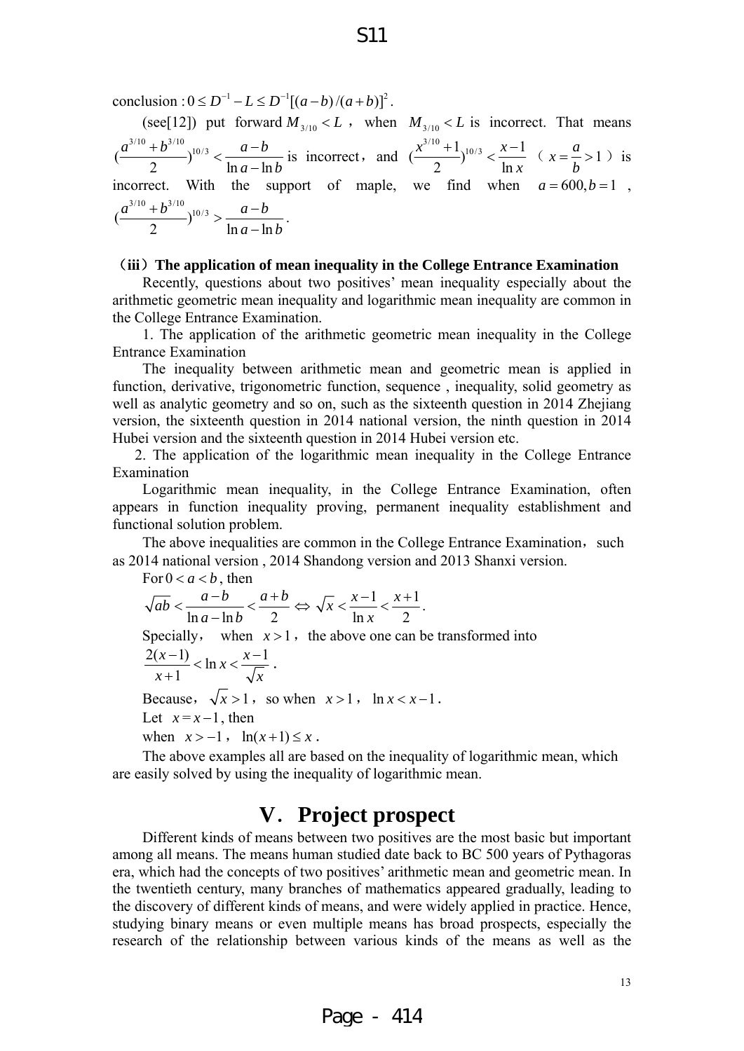conclusion : $0 \le D^{-1} - L \le D^{-1}[(a-b)/(a+b)]^2$.

(see[12]) put forward $M_{3/10} < L$ , when $M_{3/10} < L$ is incorrect. That means $(\frac{a^{3/10}+b^{3/10}}{2})^{10/3} < \frac{a-b}{\ln a - \ln b}$ is incorrect, and $(\frac{x^{3/10}+1}{2})^{10/3} < \frac{x-1}{\ln x}$ ( $x = \frac{a}{b} > 1$ ) is incorrect. With the support of maple, we find when $a = 600, b = 1$ , $(\frac{a^{3/10}+b^{3/10}}{2})^{10/3} > \frac{a-b}{\ln a - \ln b}$.

**(iii) The application of mean inequality in the College Entrance Examination**

Recently, questions about two positives' mean inequality especially about the arithmetic geometric mean inequality and logarithmic mean inequality are common in the College Entrance Examination.

1. The application of the arithmetic geometric mean inequality in the College Entrance Examination

The inequality between arithmetic mean and geometric mean is applied in function, derivative, trigonometric function, sequence , inequality, solid geometry as well as analytic geometry and so on, such as the sixteenth question in 2014 Zhejiang version, the sixteenth question in 2014 national version, the ninth question in 2014 Hubei version and the sixteenth question in 2014 Hubei version etc.

2. The application of the logarithmic mean inequality in the College Entrance Examination

Logarithmic mean inequality, in the College Entrance Examination, often appears in function inequality proving, permanent inequality establishment and functional solution problem.

The above inequalities are common in the College Entrance Examination, such as 2014 national version , 2014 Shandong version and 2013 Shanxi version.

For $0 < a < b$, then

$$\sqrt{ab} < \frac{a-b}{\ln a - \ln b} < \frac{a+b}{2} \Leftrightarrow \sqrt{x} < \frac{x-1}{\ln x} < \frac{x+1}{2}.$$

Specially, when $x > 1$, the above one can be transformed into

$$\frac{2(x-1)}{x+1} < \ln x < \frac{x-1}{\sqrt{x}}.$$

Because, $\sqrt{x} > 1$, so when $x > 1$, $\ln x < x - 1$.

Let $x = x - 1$, then

when $x > -1$, $\ln(x+1) \le x$.

The above examples all are based on the inequality of logarithmic mean, which are easily solved by using the inequality of logarithmic mean.

## V. Project prospect

Different kinds of means between two positives are the most basic but important among all means. The means human studied date back to BC 500 years of Pythagoras era, which had the concepts of two positives' arithmetic mean and geometric mean. In the twentieth century, many branches of mathematics appeared gradually, leading to the discovery of different kinds of means, and were widely applied in practice. Hence, studying binary means or even multiple means has broad prospects, especially the research of the relationship between various kinds of the means as well as the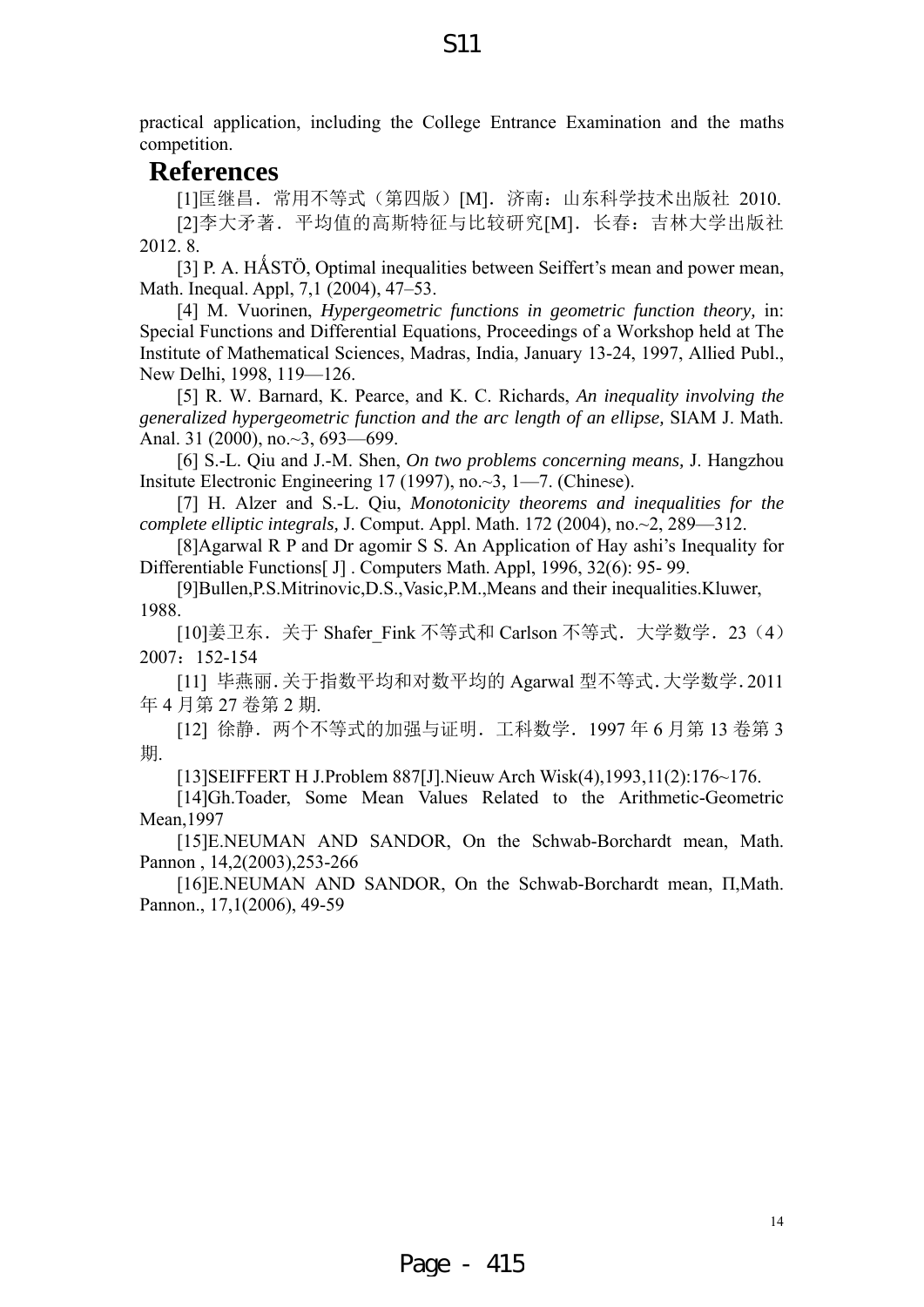practical application, including the College Entrance Examination and the maths competition.

## References

[1]匡继昌．常用不等式（第四版）[M]．济南：山东科学技术出版社 2010.

[2]李大矛著．平均值的高斯特征与比较研究[M]．长春：吉林大学出版社 2012. 8.

[3] P. A. HÁSTÖ, Optimal inequalities between Seiffert's mean and power mean, Math. Inequal. Appl, 7,1 (2004), 47–53.

[4] M. Vuorinen, *Hypergeometric functions in geometric function theory,* in: Special Functions and Differential Equations, Proceedings of a Workshop held at The Institute of Mathematical Sciences, Madras, India, January 13-24, 1997, Allied Publ., New Delhi, 1998, 119—126.

[5] R. W. Barnard, K. Pearce, and K. C. Richards, *An inequality involving the generalized hypergeometric function and the arc length of an ellipse,* SIAM J. Math. Anal. 31 (2000), no.~3, 693—699.

[6] S.-L. Qiu and J.-M. Shen, *On two problems concerning means,* J. Hangzhou Insitute Electronic Engineering 17 (1997), no.~3, 1—7. (Chinese).

[7] H. Alzer and S.-L. Qiu, *Monotonicity theorems and inequalities for the complete elliptic integrals,* J. Comput. Appl. Math. 172 (2004), no.~2, 289—312.

[8]Agarwal R P and Dr agomir S S. An Application of Hay ashi's Inequality for Differentiable Functions[ J] . Computers Math. Appl, 1996, 32(6): 95- 99.

[9]Bullen,P.S.Mitrinovic,D.S.,Vasic,P.M.,Means and their inequalities.Kluwer, 1988.

[10]姜卫东．关于 Shafer_Fink 不等式和 Carlson 不等式．大学数学．23（4）2007：152-154

[11] 毕燕丽.关于指数平均和对数平均的 Agarwal 型不等式.大学数学.2011 年 4 月第 27 卷第 2 期.

[12] 徐静．两个不等式的加强与证明．工科数学．1997 年 6 月第 13 卷第 3 期.

[13]SEIFFERT H J.Problem 887[J].Nieuw Arch Wisk(4),1993,11(2):176~176.

[14]Gh.Toader, Some Mean Values Related to the Arithmetic-Geometric Mean,1997

[15]E.NEUMAN AND SANDOR, On the Schwab-Borchardt mean, Math. Pannon , 14,2(2003),253-266

[16]E.NEUMAN AND SANDOR, On the Schwab-Borchardt mean, Π,Math. Pannon., 17,1(2006), 49-59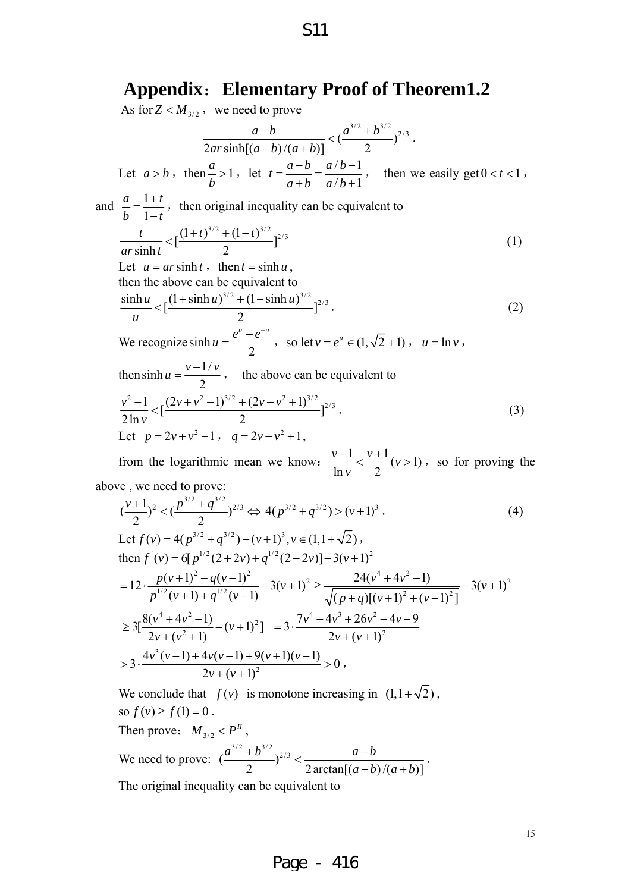# Appendix: Elementary Proof of Theorem1.2

As for $Z < M_{3/2}$, we need to prove

$$\frac{a-b}{2ar\sinh[(a-b)/(a+b)]} < (\frac{a^{3/2}+b^{3/2}}{2})^{2/3}.$$

Let $a > b$, then $\frac{a}{b} > 1$, let $t = \frac{a-b}{a+b} = \frac{a/b-1}{a/b+1}$, then we easily get $0 < t < 1$, and $\frac{a}{b} = \frac{1+t}{1-t}$, then original inequality can be equivalent to

$$\frac{t}{ar\sinh t} < [\frac{(1+t)^{3/2}+(1-t)^{3/2}}{2}]^{2/3} \tag{1}$$

Let $u = ar\sinh t$, then $t = \sinh u$,

then the above can be equivalent to

$$\frac{\sinh u}{u} < [\frac{(1+\sinh u)^{3/2}+(1-\sinh u)^{3/2}}{2}]^{2/3}. \tag{2}$$

We recognize $\sinh u = \frac{e^u - e^{-u}}{2}$, so let $v = e^u \in (1, \sqrt{2}+1)$, $u = \ln v$,

then $\sinh u = \frac{v - 1/v}{2}$, the above can be equivalent to

$$\frac{v^2-1}{2\ln v} < [\frac{(2v+v^2-1)^{3/2}+(2v-v^2+1)^{3/2}}{2}]^{2/3}. \tag{3}$$

Let $p = 2v+v^2-1$, $q = 2v-v^2+1$,

from the logarithmic mean we know: $\frac{v-1}{\ln v} < \frac{v+1}{2}(v>1)$, so for proving the above, we need to prove:

$$(\frac{v+1}{2})^2 < (\frac{p^{3/2}+q^{3/2}}{2})^{2/3} \Leftrightarrow 4(p^{3/2}+q^{3/2}) > (v+1)^3. \tag{4}$$

Let $f(v) = 4(p^{3/2}+q^{3/2}) - (v+1)^3, v \in (1, 1+\sqrt{2})$,

then $f'(v) = 6[p^{1/2}(2+2v) + q^{1/2}(2-2v)] - 3(v+1)^2$

$$= 12 \cdot \frac{p(v+1)^2 - q(v-1)^2}{p^{1/2}(v+1)+q^{1/2}(v-1)} - 3(v+1)^2 \geq \frac{24(v^4+4v^2-1)}{\sqrt{(p+q)[(v+1)^2+(v-1)^2]}} - 3(v+1)^2$$

$$\geq 3[\frac{8(v^4+4v^2-1)}{2v+(v^2+1)} - (v+1)^2] \quad = 3 \cdot \frac{7v^4-4v^3+26v^2-4v-9}{2v+(v+1)^2}$$

$$> 3 \cdot \frac{4v^3(v-1)+4v(v-1)+9(v+1)(v-1)}{2v+(v+1)^2} > 0,$$

We conclude that $f(v)$ is monotone increasing in $(1, 1+\sqrt{2})$,

so $f(v) \geq f(1) = 0$.

Then prove: $M_{3/2} < P^{II}$,

We need to prove: $(\frac{a^{3/2}+b^{3/2}}{2})^{2/3} < \frac{a-b}{2\arctan[(a-b)/(a+b)]}$.

The original inequality can be equivalent to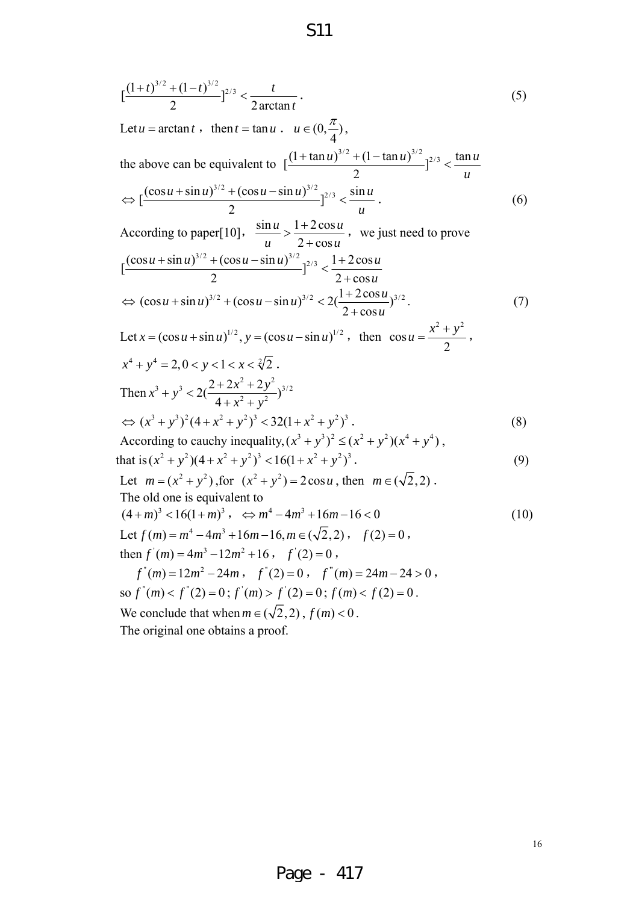$$[\frac{(1+t)^{3/2}+(1-t)^{3/2}}{2}]^{2/3} < \frac{t}{2\arctan t}. \tag{5}$$

Let $u = \arctan t$ , then $t = \tan u$ . $u \in (0, \frac{\pi}{4})$,

the above can be equivalent to $[\frac{(1+\tan u)^{3/2}+(1-\tan u)^{3/2}}{2}]^{2/3} < \frac{\tan u}{u}$

$$\Leftrightarrow [\frac{(\cos u+\sin u)^{3/2}+(\cos u-\sin u)^{3/2}}{2}]^{2/3} < \frac{\sin u}{u}. \tag{6}$$

According to paper[10], $\frac{\sin u}{u} > \frac{1+2\cos u}{2+\cos u}$, we just need to prove

$$[\frac{(\cos u+\sin u)^{3/2}+(\cos u-\sin u)^{3/2}}{2}]^{2/3} < \frac{1+2\cos u}{2+\cos u}$$

$$\Leftrightarrow (\cos u+\sin u)^{3/2}+(\cos u-\sin u)^{3/2} < 2(\frac{1+2\cos u}{2+\cos u})^{3/2}. \tag{7}$$

Let $x = (\cos u+\sin u)^{1/2}, y = (\cos u-\sin u)^{1/2}$, then $\cos u = \frac{x^2+y^2}{2}$,

$x^4+y^4 = 2, 0 < y < 1 < x < \sqrt[4]{2}$ .

Then $x^3+y^3 < 2(\frac{2+2x^2+2y^2}{4+x^2+y^2})^{3/2}$

$$\Leftrightarrow (x^3+y^3)^2(4+x^2+y^2)^3 < 32(1+x^2+y^2)^3. \tag{8}$$

According to cauchy inequality, $(x^3+y^3)^2 \le (x^2+y^2)(x^4+y^4)$,

$$\text{that is } (x^2+y^2)(4+x^2+y^2)^3 < 16(1+x^2+y^2)^3. \tag{9}$$

Let $m = (x^2+y^2)$ ,for $(x^2+y^2) = 2\cos u$ , then $m \in (\sqrt{2}, 2)$ .

The old one is equivalent to

$$(4+m)^3 < 16(1+m)^3, \quad \Leftrightarrow m^4 - 4m^3 + 16m - 16 < 0 \tag{10}$$

Let $f(m) = m^4 - 4m^3 + 16m - 16, m \in (\sqrt{2}, 2)$, $f(2) = 0$,

then $f^{'}(m) = 4m^3 - 12m^2 + 16$, $f^{'}(2) = 0$,

$f^{''}(m) = 12m^2 - 24m$, $f^{''}(2) = 0$, $f^{'''}(m) = 24m - 24 > 0$,

so $f^{''}(m) < f^{''}(2) = 0$; $f^{'}(m) > f^{'}(2) = 0$; $f(m) < f(2) = 0$.

We conclude that when $m \in (\sqrt{2}, 2)$, $f(m) < 0$.

The original one obtains a proof.